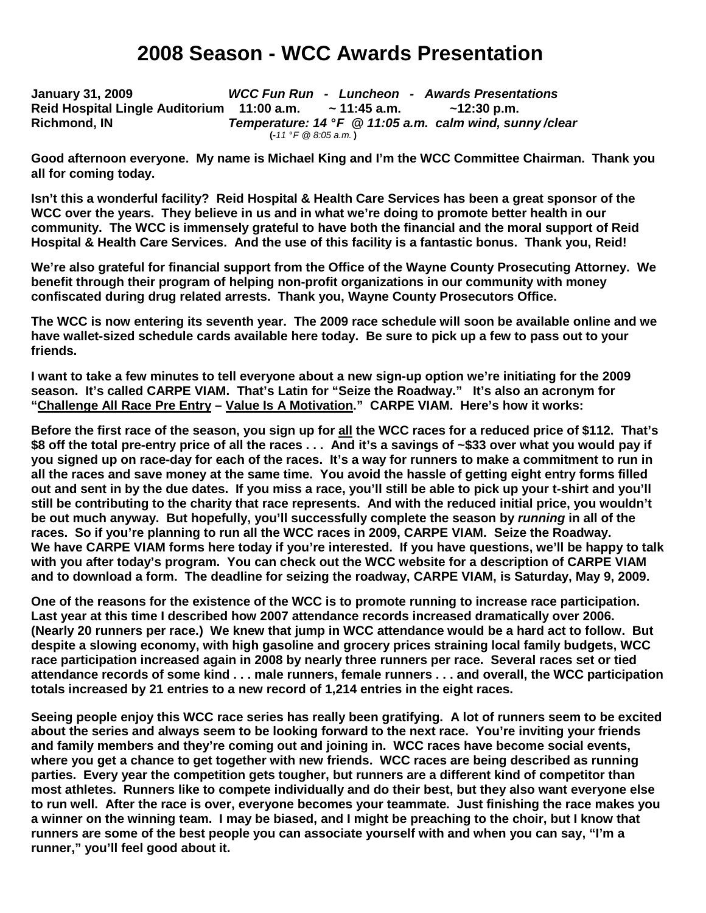# 2008 Season - WCC Awards Presentation

**January 31, 2009** *WCC Fun Run - Luncheon - Awards Presentations*
**Reid Hospital Lingle Auditorium 11:00 a.m. ~ 11:45 a.m. ~12:30 p.m.**
**Richmond, IN** *Temperature: 14 °F @ 11:05 a.m. calm wind, sunny /clear*
(*-11 °F @ 8:05 a.m.*)

**Good afternoon everyone. My name is Michael King and I'm the WCC Committee Chairman. Thank you all for coming today.**

**Isn't this a wonderful facility? Reid Hospital & Health Care Services has been a great sponsor of the WCC over the years. They believe in us and in what we're doing to promote better health in our community. The WCC is immensely grateful to have both the financial and the moral support of Reid Hospital & Health Care Services. And the use of this facility is a fantastic bonus. Thank you, Reid!**

**We're also grateful for financial support from the Office of the Wayne County Prosecuting Attorney. We benefit through their program of helping non-profit organizations in our community with money confiscated during drug related arrests. Thank you, Wayne County Prosecutors Office.**

**The WCC is now entering its seventh year. The 2009 race schedule will soon be available online and we have wallet-sized schedule cards available here today. Be sure to pick up a few to pass out to your friends.**

**I want to take a few minutes to tell everyone about a new sign-up option we're initiating for the 2009 season. It's called CARPE VIAM. That's Latin for "Seize the Roadway." It's also an acronym for "<u>Challenge All Race Pre Entry</u> – <u>Value Is A Motivation</u>." CARPE VIAM. Here's how it works:**

**Before the first race of the season, you sign up for <u>all</u> the WCC races for a reduced price of $112. That's $8 off the total pre-entry price of all the races . . . And it's a savings of ~$33 over what you would pay if you signed up on race-day for each of the races. It's a way for runners to make a commitment to run in all the races and save money at the same time. You avoid the hassle of getting eight entry forms filled out and sent in by the due dates. If you miss a race, you'll still be able to pick up your t-shirt and you'll still be contributing to the charity that race represents. And with the reduced initial price, you wouldn't be out much anyway. But hopefully, you'll successfully complete the season by *running* in all of the races. So if you're planning to run all the WCC races in 2009, CARPE VIAM. Seize the Roadway. We have CARPE VIAM forms here today if you're interested. If you have questions, we'll be happy to talk with you after today's program. You can check out the WCC website for a description of CARPE VIAM and to download a form. The deadline for seizing the roadway, CARPE VIAM, is Saturday, May 9, 2009.**

**One of the reasons for the existence of the WCC is to promote running to increase race participation. Last year at this time I described how 2007 attendance records increased dramatically over 2006. (Nearly 20 runners per race.) We knew that jump in WCC attendance would be a hard act to follow. But despite a slowing economy, with high gasoline and grocery prices straining local family budgets, WCC race participation increased again in 2008 by nearly three runners per race. Several races set or tied attendance records of some kind . . . male runners, female runners . . . and overall, the WCC participation totals increased by 21 entries to a new record of 1,214 entries in the eight races.**

**Seeing people enjoy this WCC race series has really been gratifying. A lot of runners seem to be excited about the series and always seem to be looking forward to the next race. You're inviting your friends and family members and they're coming out and joining in. WCC races have become social events, where you get a chance to get together with new friends. WCC races are being described as running parties. Every year the competition gets tougher, but runners are a different kind of competitor than most athletes. Runners like to compete individually and do their best, but they also want everyone else to run well. After the race is over, everyone becomes your teammate. Just finishing the race makes you a winner on the winning team. I may be biased, and I might be preaching to the choir, but I know that runners are some of the best people you can associate yourself with and when you can say, "I'm a runner," you'll feel good about it.**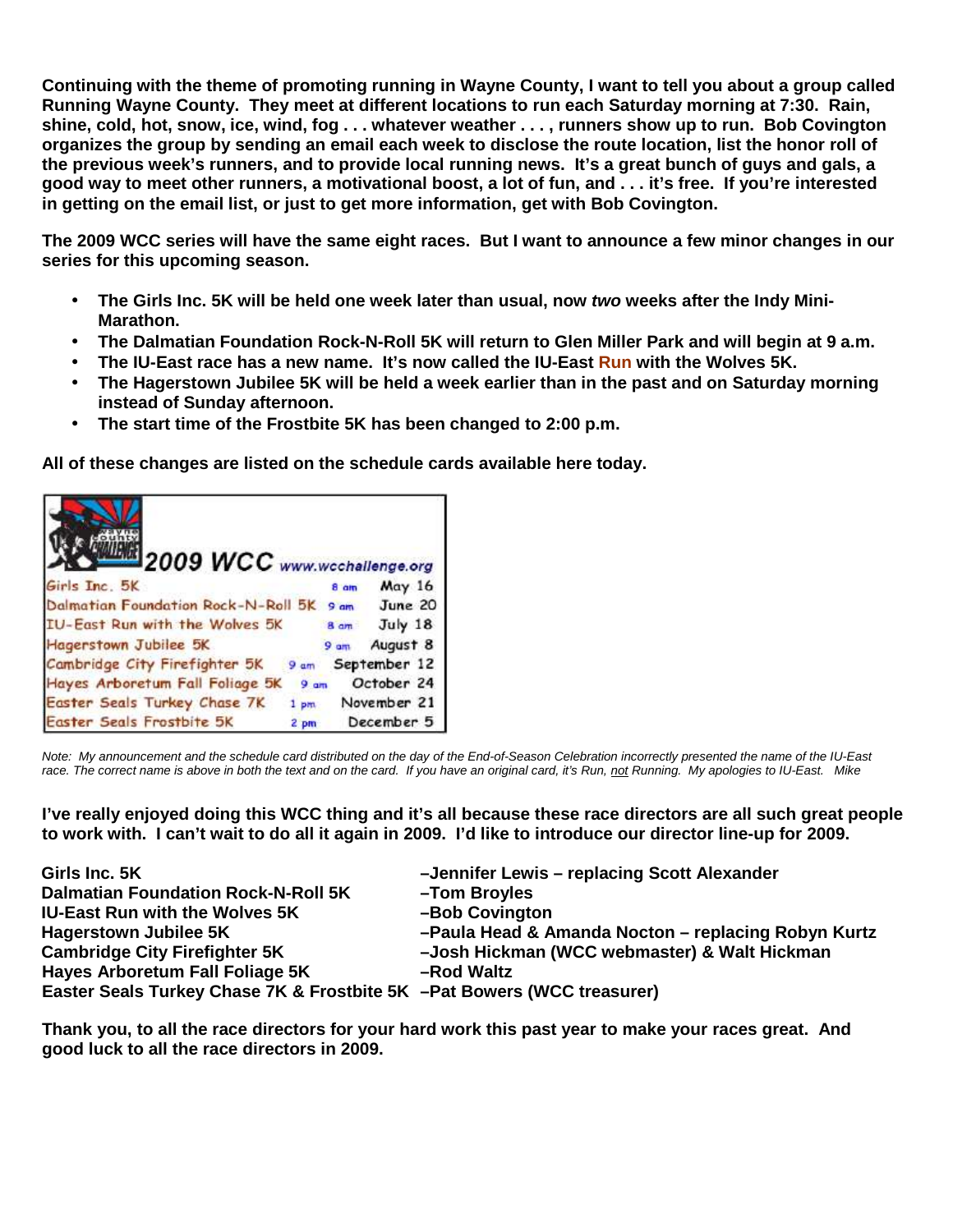**Continuing with the theme of promoting running in Wayne County, I want to tell you about a group called Running Wayne County. They meet at different locations to run each Saturday morning at 7:30. Rain, shine, cold, hot, snow, ice, wind, fog . . . whatever weather . . . , runners show up to run. Bob Covington organizes the group by sending an email each week to disclose the route location, list the honor roll of the previous week's runners, and to provide local running news. It's a great bunch of guys and gals, a good way to meet other runners, a motivational boost, a lot of fun, and . . . it's free. If you're interested in getting on the email list, or just to get more information, get with Bob Covington.**

**The 2009 WCC series will have the same eight races. But I want to announce a few minor changes in our series for this upcoming season.**

- **The Girls Inc. 5K will be held one week later than usual, now *two* weeks after the Indy Mini-Marathon.**
- **The Dalmatian Foundation Rock-N-Roll 5K will return to Glen Miller Park and will begin at 9 a.m.**
- **The IU-East race has a new name. It's now called the IU-East Run with the Wolves 5K.**
- **The Hagerstown Jubilee 5K will be held a week earlier than in the past and on Saturday morning instead of Sunday afternoon.**
- **The start time of the Frostbite 5K has been changed to 2:00 p.m.**

**All of these changes are listed on the schedule cards available here today.**

Wayne County Challenge **2009 WCC** www.wcchallenge.org

| Race | Time | Date |
|---|---|---|
| Girls Inc. 5K | 8 am | May 16 |
| Dalmatian Foundation Rock-N-Roll 5K | 9 am | June 20 |
| IU-East Run with the Wolves 5K | 8 am | July 18 |
| Hagerstown Jubilee 5K | 9 am | August 8 |
| Cambridge City Firefighter 5K | 9 am | September 12 |
| Hayes Arboretum Fall Foliage 5K | 9 am | October 24 |
| Easter Seals Turkey Chase 7K | 1 pm | November 21 |
| Easter Seals Frostbite 5K | 2 pm | December 5 |

*Note: My announcement and the schedule card distributed on the day of the End-of-Season Celebration incorrectly presented the name of the IU-East race. The correct name is above in both the text and on the card. If you have an original card, it's Run, not Running. My apologies to IU-East. Mike*

**I've really enjoyed doing this WCC thing and it's all because these race directors are all such great people to work with. I can't wait to do all it again in 2009. I'd like to introduce our director line-up for 2009.**

| Race | Director(s) |
|---|---|
| **Girls Inc. 5K** | **–Jennifer Lewis – replacing Scott Alexander** |
| **Dalmatian Foundation Rock-N-Roll 5K** | **–Tom Broyles** |
| **IU-East Run with the Wolves 5K** | **–Bob Covington** |
| **Hagerstown Jubilee 5K** | **–Paula Head & Amanda Nocton – replacing Robyn Kurtz** |
| **Cambridge City Firefighter 5K** | **–Josh Hickman (WCC webmaster) & Walt Hickman** |
| **Hayes Arboretum Fall Foliage 5K** | **–Rod Waltz** |
| **Easter Seals Turkey Chase 7K & Frostbite 5K** | **–Pat Bowers (WCC treasurer)** |

**Thank you, to all the race directors for your hard work this past year to make your races great. And good luck to all the race directors in 2009.**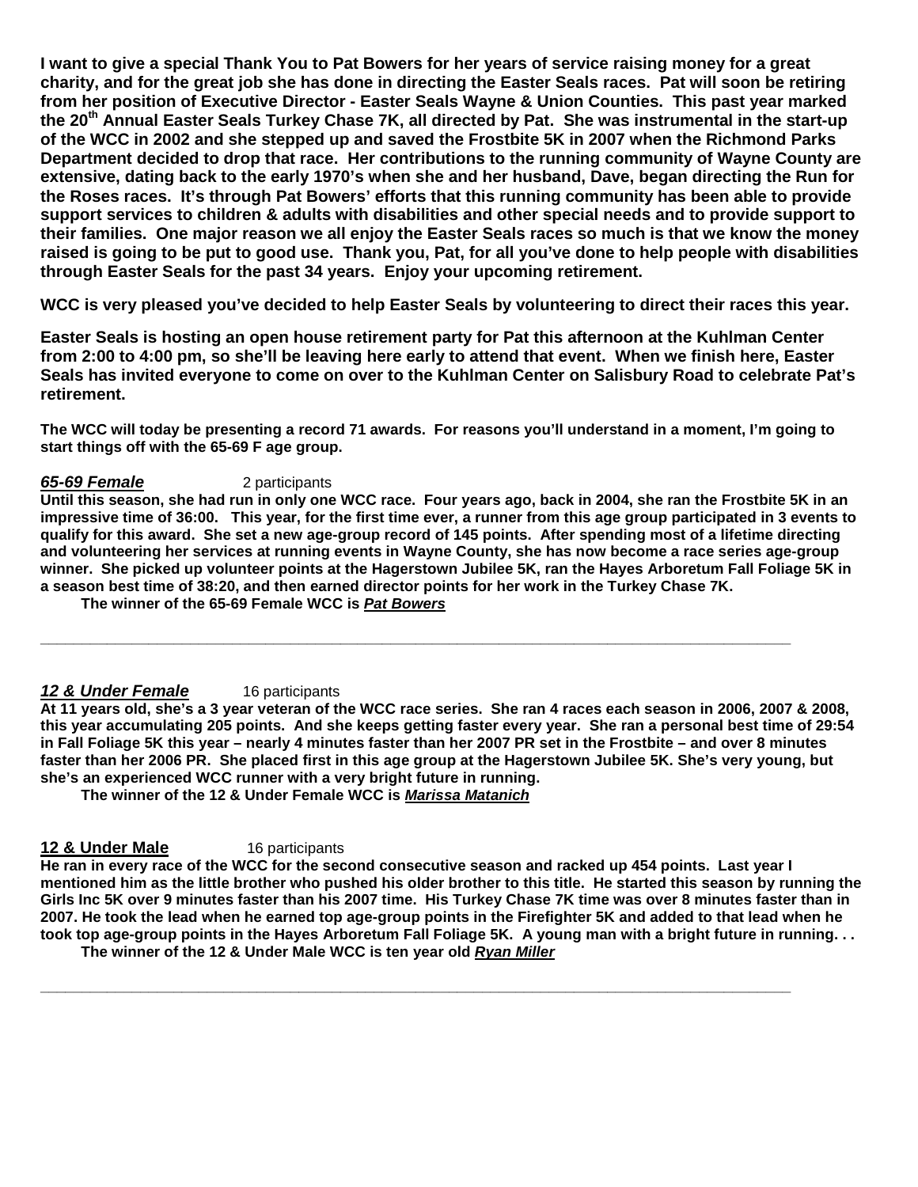**I want to give a special Thank You to Pat Bowers for her years of service raising money for a great charity, and for the great job she has done in directing the Easter Seals races. Pat will soon be retiring from her position of Executive Director - Easter Seals Wayne & Union Counties. This past year marked the 20th Annual Easter Seals Turkey Chase 7K, all directed by Pat. She was instrumental in the start-up of the WCC in 2002 and she stepped up and saved the Frostbite 5K in 2007 when the Richmond Parks Department decided to drop that race. Her contributions to the running community of Wayne County are extensive, dating back to the early 1970's when she and her husband, Dave, began directing the Run for the Roses races. It's through Pat Bowers' efforts that this running community has been able to provide support services to children & adults with disabilities and other special needs and to provide support to their families. One major reason we all enjoy the Easter Seals races so much is that we know the money raised is going to be put to good use. Thank you, Pat, for all you've done to help people with disabilities through Easter Seals for the past 34 years. Enjoy your upcoming retirement.**

**WCC is very pleased you've decided to help Easter Seals by volunteering to direct their races this year.**

**Easter Seals is hosting an open house retirement party for Pat this afternoon at the Kuhlman Center from 2:00 to 4:00 pm, so she'll be leaving here early to attend that event. When we finish here, Easter Seals has invited everyone to come on over to the Kuhlman Center on Salisbury Road to celebrate Pat's retirement.**

**The WCC will today be presenting a record 71 awards. For reasons you'll understand in a moment, I'm going to start things off with the 65-69 F age group.**

***65-69 Female*** 2 participants

**Until this season, she had run in only one WCC race. Four years ago, back in 2004, she ran the Frostbite 5K in an impressive time of 36:00. This year, for the first time ever, a runner from this age group participated in 3 events to qualify for this award. She set a new age-group record of 145 points. After spending most of a lifetime directing and volunteering her services at running events in Wayne County, she has now become a race series age-group winner. She picked up volunteer points at the Hagerstown Jubilee 5K, ran the Hayes Arboretum Fall Foliage 5K in a season best time of 38:20, and then earned director points for her work in the Turkey Chase 7K.**

**The winner of the 65-69 Female WCC is *Pat Bowers***

---

***12 & Under Female*** 16 participants

**At 11 years old, she's a 3 year veteran of the WCC race series. She ran 4 races each season in 2006, 2007 & 2008, this year accumulating 205 points. And she keeps getting faster every year. She ran a personal best time of 29:54 in Fall Foliage 5K this year – nearly 4 minutes faster than her 2007 PR set in the Frostbite – and over 8 minutes faster than her 2006 PR. She placed first in this age group at the Hagerstown Jubilee 5K. She's very young, but she's an experienced WCC runner with a very bright future in running.**

**The winner of the 12 & Under Female WCC is *Marissa Matanich***

**12 & Under Male** 16 participants

**He ran in every race of the WCC for the second consecutive season and racked up 454 points. Last year I mentioned him as the little brother who pushed his older brother to this title. He started this season by running the Girls Inc 5K over 9 minutes faster than his 2007 time. His Turkey Chase 7K time was over 8 minutes faster than in 2007. He took the lead when he earned top age-group points in the Firefighter 5K and added to that lead when he took top age-group points in the Hayes Arboretum Fall Foliage 5K. A young man with a bright future in running. . .**

**The winner of the 12 & Under Male WCC is ten year old *Ryan Miller***

---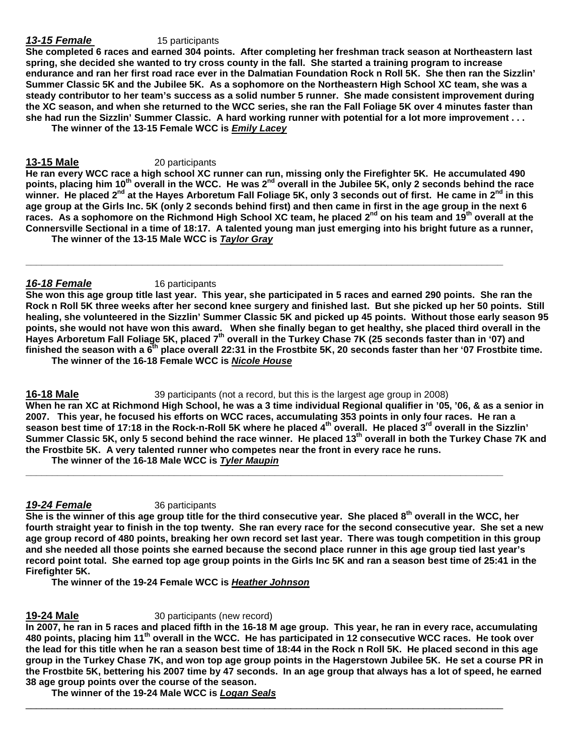***13-15 Female*** 15 participants

**She completed 6 races and earned 304 points. After completing her freshman track season at Northeastern last spring, she decided she wanted to try cross county in the fall. She started a training program to increase endurance and ran her first road race ever in the Dalmatian Foundation Rock n Roll 5K. She then ran the Sizzlin' Summer Classic 5K and the Jubilee 5K. As a sophomore on the Northeastern High School XC team, she was a steady contributor to her team's success as a solid number 5 runner. She made consistent improvement during the XC season, and when she returned to the WCC series, she ran the Fall Foliage 5K over 4 minutes faster than she had run the Sizzlin' Summer Classic. A hard working runner with potential for a lot more improvement . . .**

**The winner of the 13-15 Female WCC is *Emily Lacey***

**13-15 Male** 20 participants

**He ran every WCC race a high school XC runner can run, missing only the Firefighter 5K. He accumulated 490 points, placing him 10th overall in the WCC. He was 2nd overall in the Jubilee 5K, only 2 seconds behind the race winner. He placed 2nd at the Hayes Arboretum Fall Foliage 5K, only 3 seconds out of first. He came in 2nd in this age group at the Girls Inc. 5K (only 2 seconds behind first) and then came in first in the age group in the next 6 races. As a sophomore on the Richmond High School XC team, he placed 2nd on his team and 19th overall at the Connersville Sectional in a time of 18:17. A talented young man just emerging into his bright future as a runner,**

**The winner of the 13-15 Male WCC is *Taylor Gray***

---

***16-18 Female*** 16 participants

**She won this age group title last year. This year, she participated in 5 races and earned 290 points. She ran the Rock n Roll 5K three weeks after her second knee surgery and finished last. But she picked up her 50 points. Still healing, she volunteered in the Sizzlin' Summer Classic 5K and picked up 45 points. Without those early season 95 points, she would not have won this award. When she finally began to get healthy, she placed third overall in the Hayes Arboretum Fall Foliage 5K, placed 7th overall in the Turkey Chase 7K (25 seconds faster than in '07) and finished the season with a 6th place overall 22:31 in the Frostbite 5K, 20 seconds faster than her '07 Frostbite time.**

**The winner of the 16-18 Female WCC is *Nicole House***

**16-18 Male** 39 participants (not a record, but this is the largest age group in 2008)

**When he ran XC at Richmond High School, he was a 3 time individual Regional qualifier in '05, '06, & as a senior in 2007. This year, he focused his efforts on WCC races, accumulating 353 points in only four races. He ran a season best time of 17:18 in the Rock-n-Roll 5K where he placed 4th overall. He placed 3rd overall in the Sizzlin' Summer Classic 5K, only 5 second behind the race winner. He placed 13th overall in both the Turkey Chase 7K and the Frostbite 5K. A very talented runner who competes near the front in every race he runs.**

**The winner of the 16-18 Male WCC is *Tyler Maupin***

---

***19-24 Female*** 36 participants

**She is the winner of this age group title for the third consecutive year. She placed 8th overall in the WCC, her fourth straight year to finish in the top twenty. She ran every race for the second consecutive year. She set a new age group record of 480 points, breaking her own record set last year. There was tough competition in this group and she needed all those points she earned because the second place runner in this age group tied last year's record point total. She earned top age group points in the Girls Inc 5K and ran a season best time of 25:41 in the Firefighter 5K.**

**The winner of the 19-24 Female WCC is *Heather Johnson***

**19-24 Male** 30 participants (new record)

**In 2007, he ran in 5 races and placed fifth in the 16-18 M age group. This year, he ran in every race, accumulating 480 points, placing him 11th overall in the WCC. He has participated in 12 consecutive WCC races. He took over the lead for this title when he ran a season best time of 18:44 in the Rock n Roll 5K. He placed second in this age group in the Turkey Chase 7K, and won top age group points in the Hagerstown Jubilee 5K. He set a course PR in the Frostbite 5K, bettering his 2007 time by 47 seconds. In an age group that always has a lot of speed, he earned 38 age group points over the course of the season.**

**The winner of the 19-24 Male WCC is *Logan Seals***

---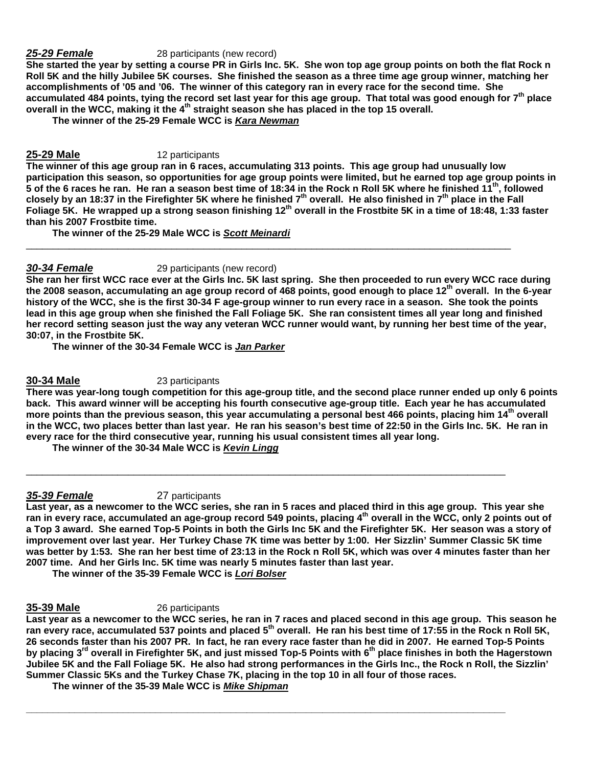***25-29 Female*** 28 participants (new record)

**She started the year by setting a course PR in Girls Inc. 5K. She won top age group points on both the flat Rock n Roll 5K and the hilly Jubilee 5K courses. She finished the season as a three time age group winner, matching her accomplishments of '05 and '06. The winner of this category ran in every race for the second time. She accumulated 484 points, tying the record set last year for this age group. That total was good enough for 7th place overall in the WCC, making it the 4th straight season she has placed in the top 15 overall.**

**The winner of the 25-29 Female WCC is *Kara Newman***

**25-29 Male** 12 participants

**The winner of this age group ran in 6 races, accumulating 313 points. This age group had unusually low participation this season, so opportunities for age group points were limited, but he earned top age group points in 5 of the 6 races he ran. He ran a season best time of 18:34 in the Rock n Roll 5K where he finished 11th, followed closely by an 18:37 in the Firefighter 5K where he finished 7th overall. He also finished in 7th place in the Fall Foliage 5K. He wrapped up a strong season finishing 12th overall in the Frostbite 5K in a time of 18:48, 1:33 faster than his 2007 Frostbite time.**

**The winner of the 25-29 Male WCC is *Scott Meinardi***

---

***30-34 Female*** 29 participants (new record)

**She ran her first WCC race ever at the Girls Inc. 5K last spring. She then proceeded to run every WCC race during the 2008 season, accumulating an age group record of 468 points, good enough to place 12th overall. In the 6-year history of the WCC, she is the first 30-34 F age-group winner to run every race in a season. She took the points lead in this age group when she finished the Fall Foliage 5K. She ran consistent times all year long and finished her record setting season just the way any veteran WCC runner would want, by running her best time of the year, 30:07, in the Frostbite 5K.**

**The winner of the 30-34 Female WCC is *Jan Parker***

**30-34 Male** 23 participants

**There was year-long tough competition for this age-group title, and the second place runner ended up only 6 points back. This award winner will be accepting his fourth consecutive age-group title. Each year he has accumulated more points than the previous season, this year accumulating a personal best 466 points, placing him 14th overall in the WCC, two places better than last year. He ran his season's best time of 22:50 in the Girls Inc. 5K. He ran in every race for the third consecutive year, running his usual consistent times all year long.**

**The winner of the 30-34 Male WCC is *Kevin Lingg***

---

***35-39 Female*** 27 participants

**Last year, as a newcomer to the WCC series, she ran in 5 races and placed third in this age group. This year she ran in every race, accumulated an age-group record 549 points, placing 4th overall in the WCC, only 2 points out of a Top 3 award. She earned Top-5 Points in both the Girls Inc 5K and the Firefighter 5K. Her season was a story of improvement over last year. Her Turkey Chase 7K time was better by 1:00. Her Sizzlin' Summer Classic 5K time was better by 1:53. She ran her best time of 23:13 in the Rock n Roll 5K, which was over 4 minutes faster than her 2007 time. And her Girls Inc. 5K time was nearly 5 minutes faster than last year.**

**The winner of the 35-39 Female WCC is *Lori Bolser***

**35-39 Male** 26 participants

**Last year as a newcomer to the WCC series, he ran in 7 races and placed second in this age group. This season he ran every race, accumulated 537 points and placed 5th overall. He ran his best time of 17:55 in the Rock n Roll 5K, 26 seconds faster than his 2007 PR. In fact, he ran every race faster than he did in 2007. He earned Top-5 Points by placing 3rd overall in Firefighter 5K, and just missed Top-5 Points with 6th place finishes in both the Hagerstown Jubilee 5K and the Fall Foliage 5K. He also had strong performances in the Girls Inc., the Rock n Roll, the Sizzlin' Summer Classic 5Ks and the Turkey Chase 7K, placing in the top 10 in all four of those races.**

**The winner of the 35-39 Male WCC is *Mike Shipman***

---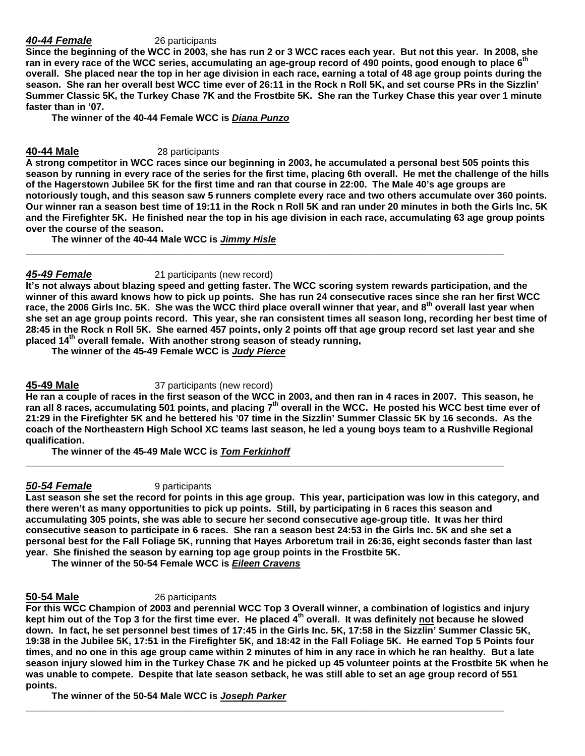***40-44 Female*** 26 participants

**Since the beginning of the WCC in 2003, she has run 2 or 3 WCC races each year. But not this year. In 2008, she ran in every race of the WCC series, accumulating an age-group record of 490 points, good enough to place 6th overall. She placed near the top in her age division in each race, earning a total of 48 age group points during the season. She ran her overall best WCC time ever of 26:11 in the Rock n Roll 5K, and set course PRs in the Sizzlin' Summer Classic 5K, the Turkey Chase 7K and the Frostbite 5K. She ran the Turkey Chase this year over 1 minute faster than in '07.**

**The winner of the 40-44 Female WCC is *Diana Punzo***

**40-44 Male** 28 participants

**A strong competitor in WCC races since our beginning in 2003, he accumulated a personal best 505 points this season by running in every race of the series for the first time, placing 6th overall. He met the challenge of the hills of the Hagerstown Jubilee 5K for the first time and ran that course in 22:00. The Male 40's age groups are notoriously tough, and this season saw 5 runners complete every race and two others accumulate over 360 points. Our winner ran a season best time of 19:11 in the Rock n Roll 5K and ran under 20 minutes in both the Girls Inc. 5K and the Firefighter 5K. He finished near the top in his age division in each race, accumulating 63 age group points over the course of the season.**

**The winner of the 40-44 Male WCC is *Jimmy Hisle***

---

***45-49 Female*** 21 participants (new record)

**It's not always about blazing speed and getting faster. The WCC scoring system rewards participation, and the winner of this award knows how to pick up points. She has run 24 consecutive races since she ran her first WCC race, the 2006 Girls Inc. 5K. She was the WCC third place overall winner that year, and 8th overall last year when she set an age group points record. This year, she ran consistent times all season long, recording her best time of 28:45 in the Rock n Roll 5K. She earned 457 points, only 2 points off that age group record set last year and she placed 14th overall female. With another strong season of steady running,**

**The winner of the 45-49 Female WCC is *Judy Pierce***

**45-49 Male** 37 participants (new record)

**He ran a couple of races in the first season of the WCC in 2003, and then ran in 4 races in 2007. This season, he ran all 8 races, accumulating 501 points, and placing 7th overall in the WCC. He posted his WCC best time ever of 21:29 in the Firefighter 5K and he bettered his '07 time in the Sizzlin' Summer Classic 5K by 16 seconds. As the coach of the Northeastern High School XC teams last season, he led a young boys team to a Rushville Regional qualification.**

**The winner of the 45-49 Male WCC is *Tom Ferkinhoff***

---

***50-54 Female*** 9 participants

**Last season she set the record for points in this age group. This year, participation was low in this category, and there weren't as many opportunities to pick up points. Still, by participating in 6 races this season and accumulating 305 points, she was able to secure her second consecutive age-group title. It was her third consecutive season to participate in 6 races. She ran a season best 24:53 in the Girls Inc. 5K and she set a personal best for the Fall Foliage 5K, running that Hayes Arboretum trail in 26:36, eight seconds faster than last year. She finished the season by earning top age group points in the Frostbite 5K.**

**The winner of the 50-54 Female WCC is *Eileen Cravens***

**50-54 Male** 26 participants

**For this WCC Champion of 2003 and perennial WCC Top 3 Overall winner, a combination of logistics and injury kept him out of the Top 3 for the first time ever. He placed 4th overall. It was definitely not because he slowed down. In fact, he set personnel best times of 17:45 in the Girls Inc. 5K, 17:58 in the Sizzlin' Summer Classic 5K, 19:38 in the Jubilee 5K, 17:51 in the Firefighter 5K, and 18:42 in the Fall Foliage 5K. He earned Top 5 Points four times, and no one in this age group came within 2 minutes of him in any race in which he ran healthy. But a late season injury slowed him in the Turkey Chase 7K and he picked up 45 volunteer points at the Frostbite 5K when he was unable to compete. Despite that late season setback, he was still able to set an age group record of 551 points.**

**The winner of the 50-54 Male WCC is *Joseph Parker***

---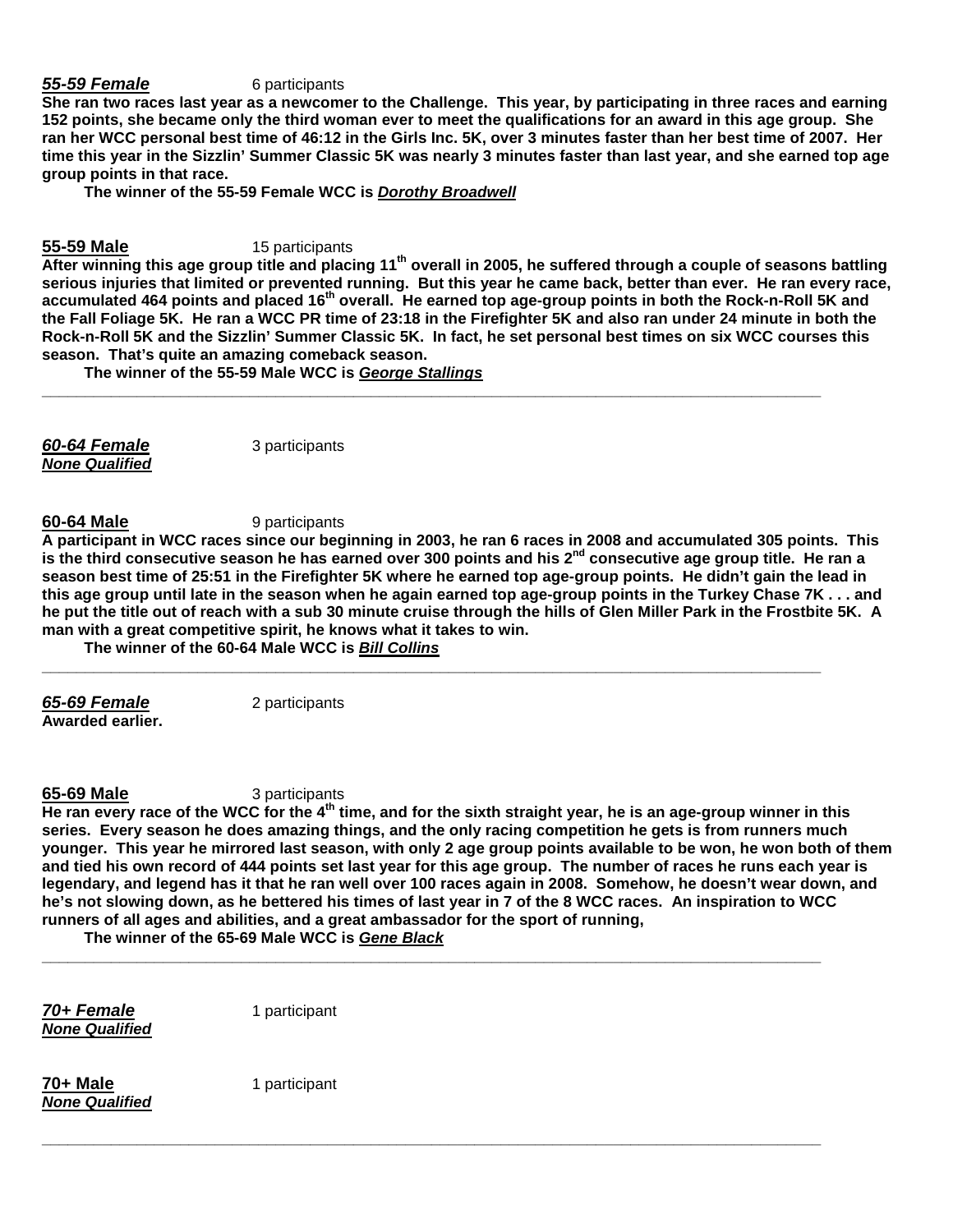***55-59 Female*** 6 participants

**She ran two races last year as a newcomer to the Challenge. This year, by participating in three races and earning 152 points, she became only the third woman ever to meet the qualifications for an award in this age group. She ran her WCC personal best time of 46:12 in the Girls Inc. 5K, over 3 minutes faster than her best time of 2007. Her time this year in the Sizzlin' Summer Classic 5K was nearly 3 minutes faster than last year, and she earned top age group points in that race.**

**The winner of the 55-59 Female WCC is *Dorothy Broadwell***

**55-59 Male** 15 participants

**After winning this age group title and placing 11th overall in 2005, he suffered through a couple of seasons battling serious injuries that limited or prevented running. But this year he came back, better than ever. He ran every race, accumulated 464 points and placed 16th overall. He earned top age-group points in both the Rock-n-Roll 5K and the Fall Foliage 5K. He ran a WCC PR time of 23:18 in the Firefighter 5K and also ran under 24 minute in both the Rock-n-Roll 5K and the Sizzlin' Summer Classic 5K. In fact, he set personal best times on six WCC courses this season. That's quite an amazing comeback season.**

**The winner of the 55-59 Male WCC is *George Stallings***

---

***60-64 Female*** 3 participants

***None Qualified***

**60-64 Male** 9 participants

**A participant in WCC races since our beginning in 2003, he ran 6 races in 2008 and accumulated 305 points. This is the third consecutive season he has earned over 300 points and his 2nd consecutive age group title. He ran a season best time of 25:51 in the Firefighter 5K where he earned top age-group points. He didn't gain the lead in this age group until late in the season when he again earned top age-group points in the Turkey Chase 7K . . . and he put the title out of reach with a sub 30 minute cruise through the hills of Glen Miller Park in the Frostbite 5K. A man with a great competitive spirit, he knows what it takes to win.**

**The winner of the 60-64 Male WCC is *Bill Collins***

---

***65-69 Female*** 2 participants

**Awarded earlier.**

**65-69 Male** 3 participants

**He ran every race of the WCC for the 4th time, and for the sixth straight year, he is an age-group winner in this series. Every season he does amazing things, and the only racing competition he gets is from runners much younger. This year he mirrored last season, with only 2 age group points available to be won, he won both of them and tied his own record of 444 points set last year for this age group. The number of races he runs each year is legendary, and legend has it that he ran well over 100 races again in 2008. Somehow, he doesn't wear down, and he's not slowing down, as he bettered his times of last year in 7 of the 8 WCC races. An inspiration to WCC runners of all ages and abilities, and a great ambassador for the sport of running,**

**The winner of the 65-69 Male WCC is *Gene Black***

---

***70+ Female*** 1 participant

***None Qualified***

**70+ Male** 1 participant

***None Qualified***

---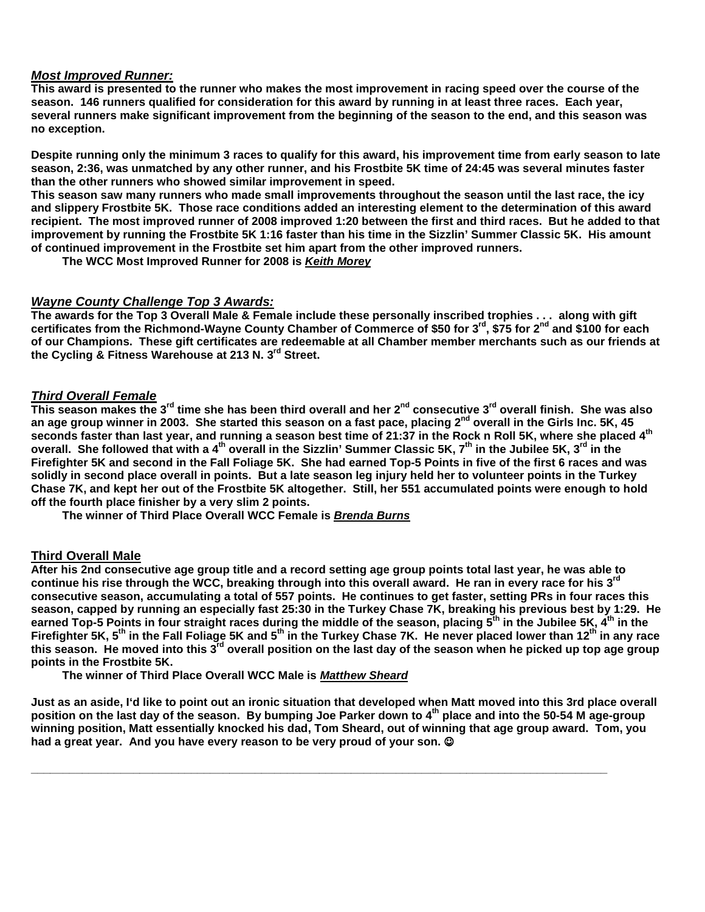***Most Improved Runner:***

**This award is presented to the runner who makes the most improvement in racing speed over the course of the season. 146 runners qualified for consideration for this award by running in at least three races. Each year, several runners make significant improvement from the beginning of the season to the end, and this season was no exception.**

**Despite running only the minimum 3 races to qualify for this award, his improvement time from early season to late season, 2:36, was unmatched by any other runner, and his Frostbite 5K time of 24:45 was several minutes faster than the other runners who showed similar improvement in speed.**

**This season saw many runners who made small improvements throughout the season until the last race, the icy and slippery Frostbite 5K. Those race conditions added an interesting element to the determination of this award recipient. The most improved runner of 2008 improved 1:20 between the first and third races. But he added to that improvement by running the Frostbite 5K 1:16 faster than his time in the Sizzlin' Summer Classic 5K. His amount of continued improvement in the Frostbite set him apart from the other improved runners.**

**The WCC Most Improved Runner for 2008 is *Keith Morey***

***Wayne County Challenge Top 3 Awards:***

**The awards for the Top 3 Overall Male & Female include these personally inscribed trophies . . . along with gift certificates from the Richmond-Wayne County Chamber of Commerce of $50 for 3rd, $75 for 2nd and $100 for each of our Champions. These gift certificates are redeemable at all Chamber member merchants such as our friends at the Cycling & Fitness Warehouse at 213 N. 3rd Street.**

***Third Overall Female***

**This season makes the 3rd time she has been third overall and her 2nd consecutive 3rd overall finish. She was also an age group winner in 2003. She started this season on a fast pace, placing 2nd overall in the Girls Inc. 5K, 45 seconds faster than last year, and running a season best time of 21:37 in the Rock n Roll 5K, where she placed 4th overall. She followed that with a 4th overall in the Sizzlin' Summer Classic 5K, 7th in the Jubilee 5K, 3rd in the Firefighter 5K and second in the Fall Foliage 5K. She had earned Top-5 Points in five of the first 6 races and was solidly in second place overall in points. But a late season leg injury held her to volunteer points in the Turkey Chase 7K, and kept her out of the Frostbite 5K altogether. Still, her 551 accumulated points were enough to hold off the fourth place finisher by a very slim 2 points.**

**The winner of Third Place Overall WCC Female is *Brenda Burns***

**Third Overall Male**

**After his 2nd consecutive age group title and a record setting age group points total last year, he was able to continue his rise through the WCC, breaking through into this overall award. He ran in every race for his 3rd consecutive season, accumulating a total of 557 points. He continues to get faster, setting PRs in four races this season, capped by running an especially fast 25:30 in the Turkey Chase 7K, breaking his previous best by 1:29. He earned Top-5 Points in four straight races during the middle of the season, placing 5th in the Jubilee 5K, 4th in the Firefighter 5K, 5th in the Fall Foliage 5K and 5th in the Turkey Chase 7K. He never placed lower than 12th in any race this season. He moved into this 3rd overall position on the last day of the season when he picked up top age group points in the Frostbite 5K.**

**The winner of Third Place Overall WCC Male is *Matthew Sheard***

**Just as an aside, I'd like to point out an ironic situation that developed when Matt moved into this 3rd place overall position on the last day of the season. By bumping Joe Parker down to 4th place and into the 50-54 M age-group winning position, Matt essentially knocked his dad, Tom Sheard, out of winning that age group award. Tom, you had a great year. And you have every reason to be very proud of your son. ☺**

---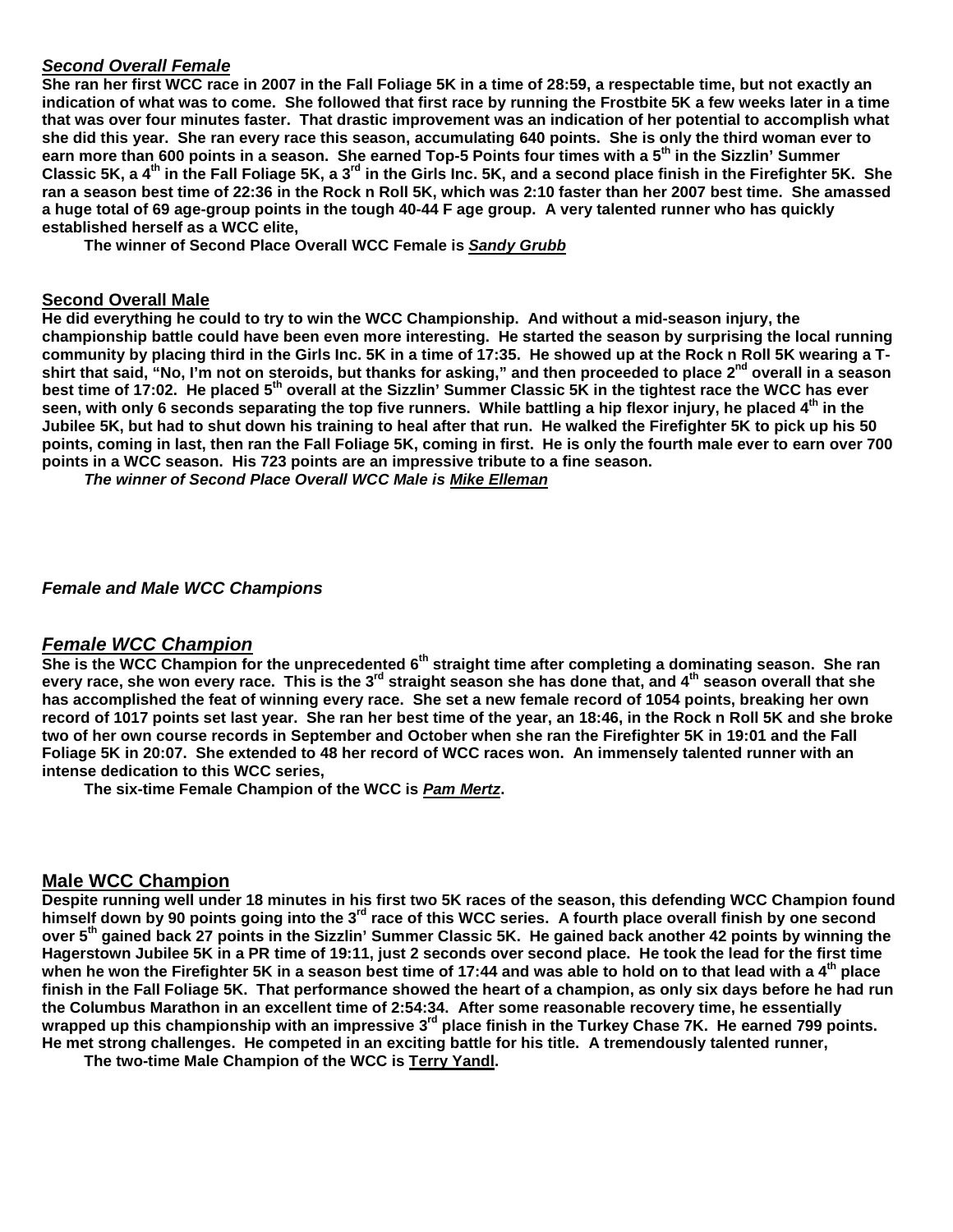### ***Second Overall Female***

**She ran her first WCC race in 2007 in the Fall Foliage 5K in a time of 28:59, a respectable time, but not exactly an indication of what was to come. She followed that first race by running the Frostbite 5K a few weeks later in a time that was over four minutes faster. That drastic improvement was an indication of her potential to accomplish what she did this year. She ran every race this season, accumulating 640 points. She is only the third woman ever to earn more than 600 points in a season. She earned Top-5 Points four times with a 5th in the Sizzlin' Summer Classic 5K, a 4th in the Fall Foliage 5K, a 3rd in the Girls Inc. 5K, and a second place finish in the Firefighter 5K. She ran a season best time of 22:36 in the Rock n Roll 5K, which was 2:10 faster than her 2007 best time. She amassed a huge total of 69 age-group points in the tough 40-44 F age group. A very talented runner who has quickly established herself as a WCC elite,**

**The winner of Second Place Overall WCC Female is *Sandy Grubb***

### **Second Overall Male**

**He did everything he could to try to win the WCC Championship. And without a mid-season injury, the championship battle could have been even more interesting. He started the season by surprising the local running community by placing third in the Girls Inc. 5K in a time of 17:35. He showed up at the Rock n Roll 5K wearing a T-shirt that said, "No, I'm not on steroids, but thanks for asking," and then proceeded to place 2nd overall in a season best time of 17:02. He placed 5th overall at the Sizzlin' Summer Classic 5K in the tightest race the WCC has ever seen, with only 6 seconds separating the top five runners. While battling a hip flexor injury, he placed 4th in the Jubilee 5K, but had to shut down his training to heal after that run. He walked the Firefighter 5K to pick up his 50 points, coming in last, then ran the Fall Foliage 5K, coming in first. He is only the fourth male ever to earn over 700 points in a WCC season. His 723 points are an impressive tribute to a fine season.**

***The winner of Second Place Overall WCC Male is Mike Elleman***

### ***Female and Male WCC Champions***

### ***Female WCC Champion***

**She is the WCC Champion for the unprecedented 6th straight time after completing a dominating season. She ran every race, she won every race. This is the 3rd straight season she has done that, and 4th season overall that she has accomplished the feat of winning every race. She set a new female record of 1054 points, breaking her own record of 1017 points set last year. She ran her best time of the year, an 18:46, in the Rock n Roll 5K and she broke two of her own course records in September and October when she ran the Firefighter 5K in 19:01 and the Fall Foliage 5K in 20:07. She extended to 48 her record of WCC races won. An immensely talented runner with an intense dedication to this WCC series,**

**The six-time Female Champion of the WCC is *Pam Mertz*.**

### **Male WCC Champion**

**Despite running well under 18 minutes in his first two 5K races of the season, this defending WCC Champion found himself down by 90 points going into the 3rd race of this WCC series. A fourth place overall finish by one second over 5th gained back 27 points in the Sizzlin' Summer Classic 5K. He gained back another 42 points by winning the Hagerstown Jubilee 5K in a PR time of 19:11, just 2 seconds over second place. He took the lead for the first time when he won the Firefighter 5K in a season best time of 17:44 and was able to hold on to that lead with a 4th place finish in the Fall Foliage 5K. That performance showed the heart of a champion, as only six days before he had run the Columbus Marathon in an excellent time of 2:54:34. After some reasonable recovery time, he essentially wrapped up this championship with an impressive 3rd place finish in the Turkey Chase 7K. He earned 799 points. He met strong challenges. He competed in an exciting battle for his title. A tremendously talented runner,**

**The two-time Male Champion of the WCC is Terry Yandl.**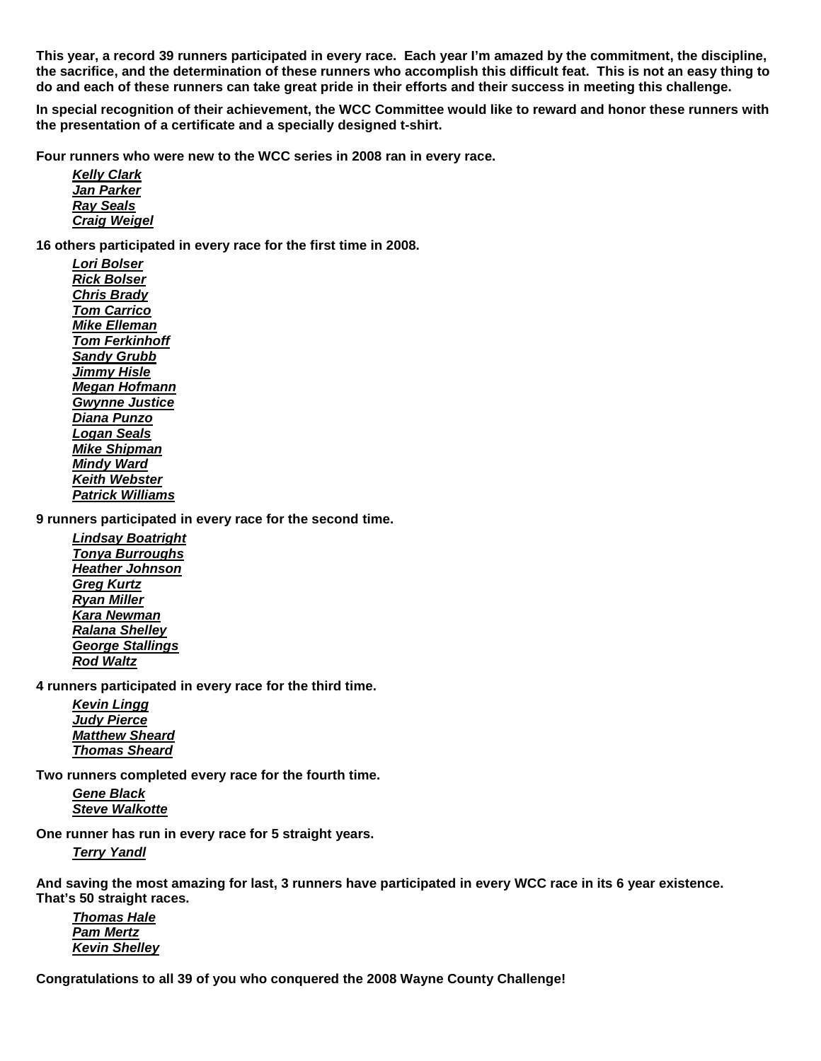**This year, a record 39 runners participated in every race. Each year I'm amazed by the commitment, the discipline, the sacrifice, and the determination of these runners who accomplish this difficult feat. This is not an easy thing to do and each of these runners can take great pride in their efforts and their success in meeting this challenge.**

**In special recognition of their achievement, the WCC Committee would like to reward and honor these runners with the presentation of a certificate and a specially designed t-shirt.**

**Four runners who were new to the WCC series in 2008 ran in every race.**

- ***Kelly Clark***
- ***Jan Parker***
- ***Ray Seals***
- ***Craig Weigel***

**16 others participated in every race for the first time in 2008.**

- ***Lori Bolser***
- ***Rick Bolser***
- ***Chris Brady***
- ***Tom Carrico***
- ***Mike Elleman***
- ***Tom Ferkinhoff***
- ***Sandy Grubb***
- ***Jimmy Hisle***
- ***Megan Hofmann***
- ***Gwynne Justice***
- ***Diana Punzo***
- ***Logan Seals***
- ***Mike Shipman***
- ***Mindy Ward***
- ***Keith Webster***
- ***Patrick Williams***

**9 runners participated in every race for the second time.**

- ***Lindsay Boatright***
- ***Tonya Burroughs***
- ***Heather Johnson***
- ***Greg Kurtz***
- ***Ryan Miller***
- ***Kara Newman***
- ***Ralana Shelley***
- ***George Stallings***
- ***Rod Waltz***

**4 runners participated in every race for the third time.**

- ***Kevin Lingg***
- ***Judy Pierce***
- ***Matthew Sheard***
- ***Thomas Sheard***

**Two runners completed every race for the fourth time.**

- ***Gene Black***
- ***Steve Walkotte***

**One runner has run in every race for 5 straight years.**

- ***Terry Yandl***

**And saving the most amazing for last, 3 runners have participated in every WCC race in its 6 year existence. That's 50 straight races.**

- ***Thomas Hale***
- ***Pam Mertz***
- ***Kevin Shelley***

**Congratulations to all 39 of you who conquered the 2008 Wayne County Challenge!**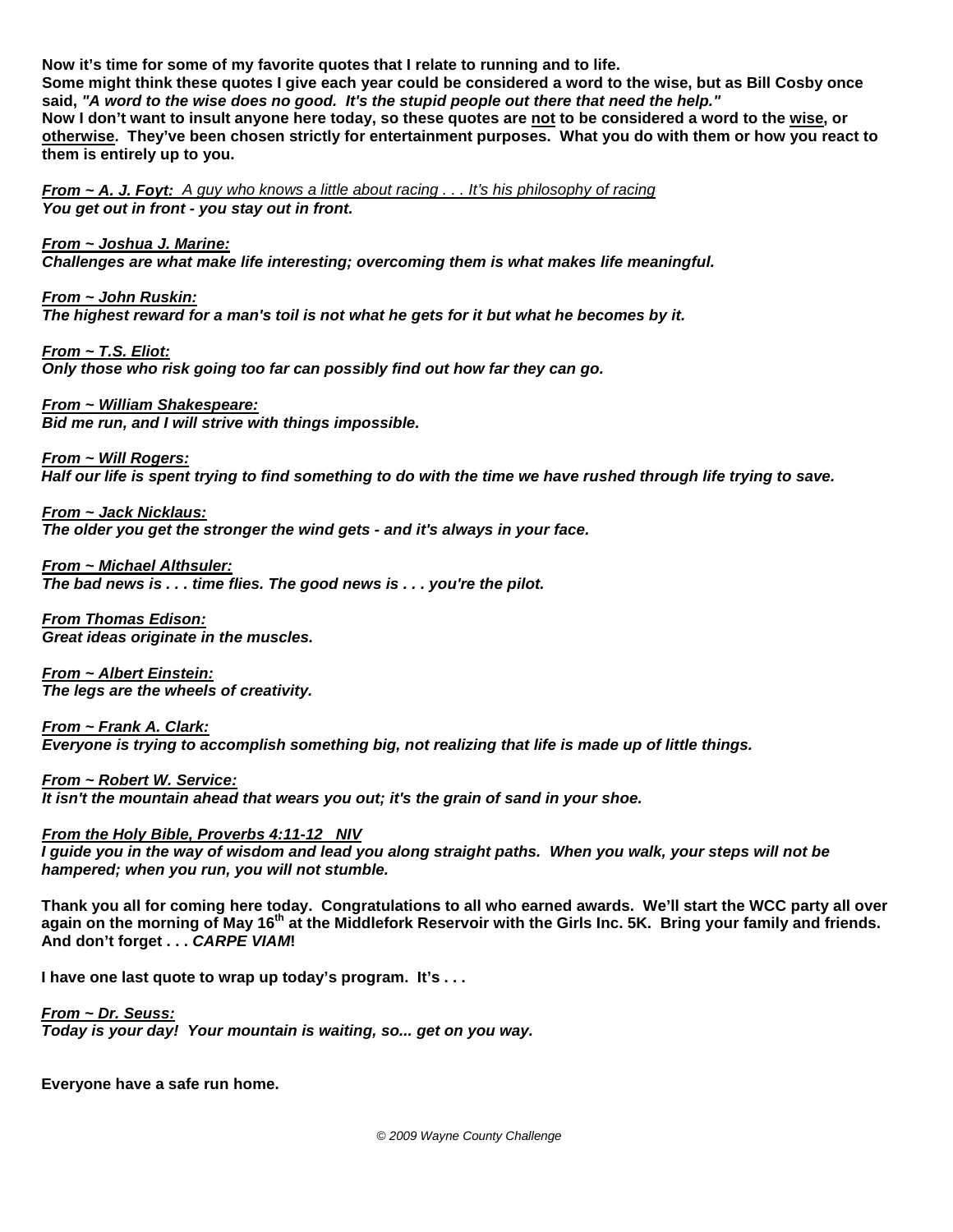**Now it's time for some of my favorite quotes that I relate to running and to life.**
**Some might think these quotes I give each year could be considered a word to the wise, but as Bill Cosby once said, *"A word to the wise does no good. It's the stupid people out there that need the help."***
**Now I don't want to insult anyone here today, so these quotes are <u>not</u> to be considered a word to the <u>wise</u>, or <u>otherwise</u>. They've been chosen strictly for entertainment purposes. What you do with them or how you react to them is entirely up to you.**

***<u>From ~ A. J. Foyt:</u>*** *<u>A guy who knows a little about racing . . . It's his philosophy of racing</u>*
***You get out in front - you stay out in front.***

***<u>From ~ Joshua J. Marine:</u>***
***Challenges are what make life interesting; overcoming them is what makes life meaningful.***

***<u>From ~ John Ruskin:</u>***
***The highest reward for a man's toil is not what he gets for it but what he becomes by it.***

***<u>From ~ T.S. Eliot:</u>***
***Only those who risk going too far can possibly find out how far they can go.***

***<u>From ~ William Shakespeare:</u>***
***Bid me run, and I will strive with things impossible.***

***<u>From ~ Will Rogers:</u>***
***Half our life is spent trying to find something to do with the time we have rushed through life trying to save.***

***<u>From ~ Jack Nicklaus:</u>***
***The older you get the stronger the wind gets - and it's always in your face.***

***<u>From ~ Michael Althsuler:</u>***
***The bad news is . . . time flies. The good news is . . . you're the pilot.***

***<u>From Thomas Edison:</u>***
***Great ideas originate in the muscles.***

***<u>From ~ Albert Einstein:</u>***
***The legs are the wheels of creativity.***

***<u>From ~ Frank A. Clark:</u>***
***Everyone is trying to accomplish something big, not realizing that life is made up of little things.***

***<u>From ~ Robert W. Service:</u>***
***It isn't the mountain ahead that wears you out; it's the grain of sand in your shoe.***

***<u>From the Holy Bible, Proverbs 4:11-12 NIV</u>***
***I guide you in the way of wisdom and lead you along straight paths. When you walk, your steps will not be hampered; when you run, you will not stumble.***

**Thank you all for coming here today. Congratulations to all who earned awards. We'll start the WCC party all over again on the morning of May 16th at the Middlefork Reservoir with the Girls Inc. 5K. Bring your family and friends. And don't forget . . . *CARPE VIAM*!**

**I have one last quote to wrap up today's program. It's . . .**

***<u>From ~ Dr. Seuss:</u>***
***Today is your day! Your mountain is waiting, so... get on you way.***

**Everyone have a safe run home.**

*© 2009 Wayne County Challenge*